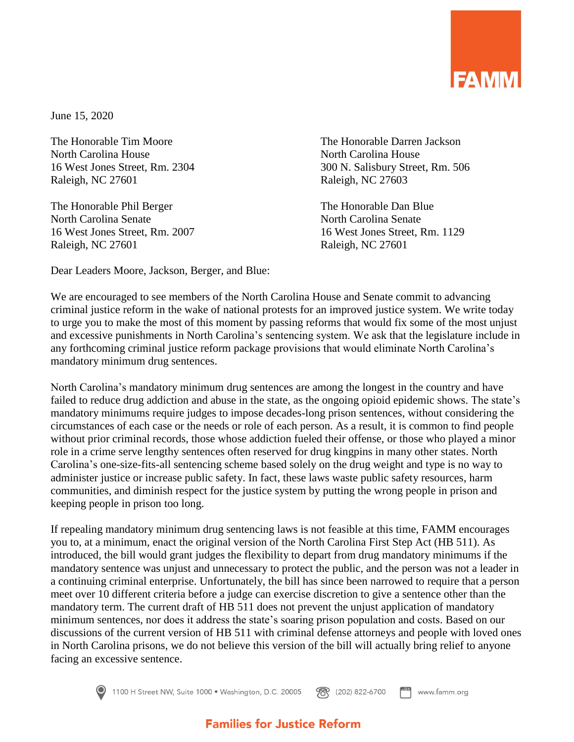June 15, 2020

The Honorable Tim Moore
North Carolina House
16 West Jones Street, Rm. 2304
Raleigh, NC 27601

The Honorable Darren Jackson
North Carolina House
300 N. Salisbury Street, Rm. 506
Raleigh, NC 27603

The Honorable Phil Berger
North Carolina Senate
16 West Jones Street, Rm. 2007
Raleigh, NC 27601

The Honorable Dan Blue
North Carolina Senate
16 West Jones Street, Rm. 1129
Raleigh, NC 27601

Dear Leaders Moore, Jackson, Berger, and Blue:

We are encouraged to see members of the North Carolina House and Senate commit to advancing criminal justice reform in the wake of national protests for an improved justice system. We write today to urge you to make the most of this moment by passing reforms that would fix some of the most unjust and excessive punishments in North Carolina's sentencing system. We ask that the legislature include in any forthcoming criminal justice reform package provisions that would eliminate North Carolina's mandatory minimum drug sentences.

North Carolina's mandatory minimum drug sentences are among the longest in the country and have failed to reduce drug addiction and abuse in the state, as the ongoing opioid epidemic shows. The state's mandatory minimums require judges to impose decades-long prison sentences, without considering the circumstances of each case or the needs or role of each person. As a result, it is common to find people without prior criminal records, those whose addiction fueled their offense, or those who played a minor role in a crime serve lengthy sentences often reserved for drug kingpins in many other states. North Carolina's one-size-fits-all sentencing scheme based solely on the drug weight and type is no way to administer justice or increase public safety. In fact, these laws waste public safety resources, harm communities, and diminish respect for the justice system by putting the wrong people in prison and keeping people in prison too long.

If repealing mandatory minimum drug sentencing laws is not feasible at this time, FAMM encourages you to, at a minimum, enact the original version of the North Carolina First Step Act (HB 511). As introduced, the bill would grant judges the flexibility to depart from drug mandatory minimums if the mandatory sentence was unjust and unnecessary to protect the public, and the person was not a leader in a continuing criminal enterprise. Unfortunately, the bill has since been narrowed to require that a person meet over 10 different criteria before a judge can exercise discretion to give a sentence other than the mandatory term. The current draft of HB 511 does not prevent the unjust application of mandatory minimum sentences, nor does it address the state's soaring prison population and costs. Based on our discussions of the current version of HB 511 with criminal defense attorneys and people with loved ones in North Carolina prisons, we do not believe this version of the bill will actually bring relief to anyone facing an excessive sentence.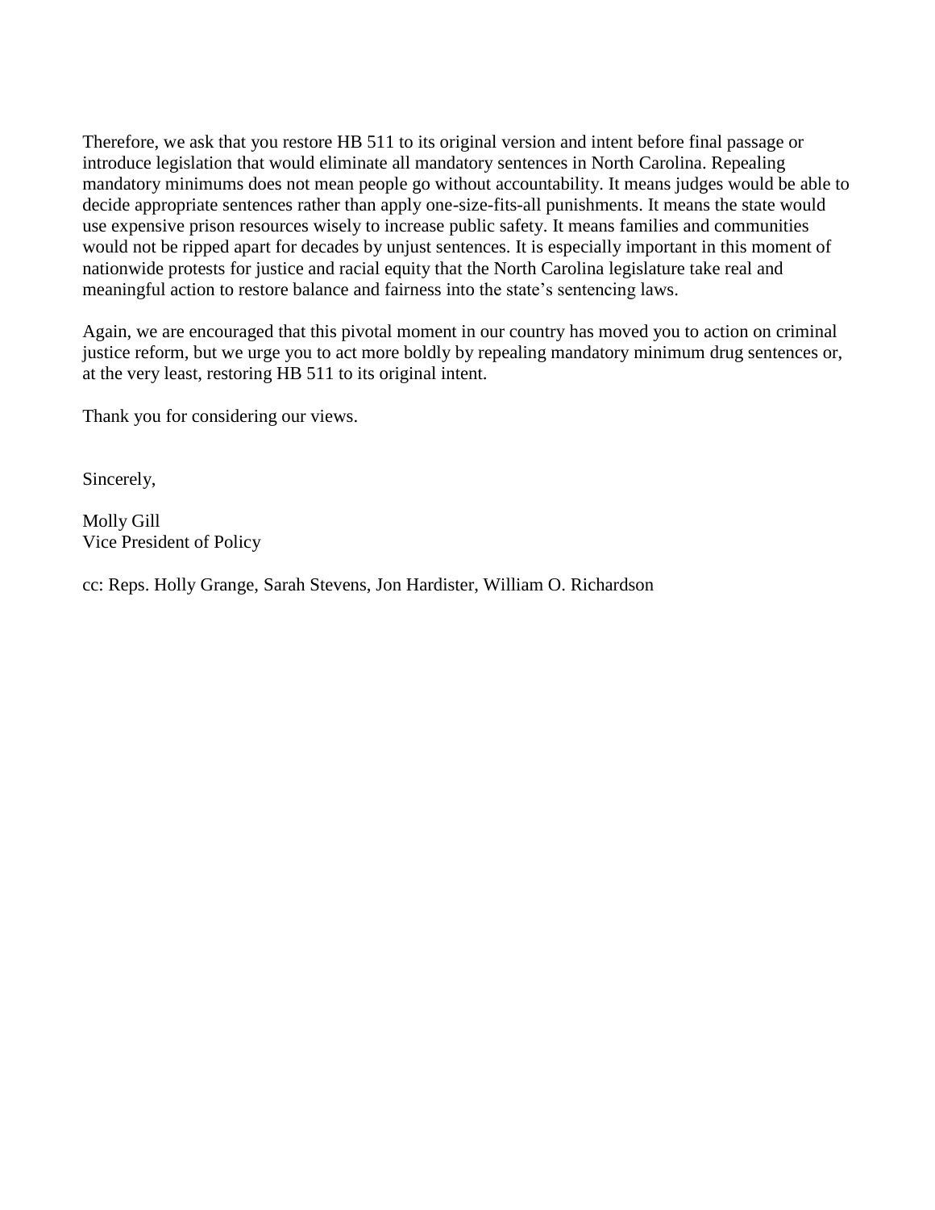Therefore, we ask that you restore HB 511 to its original version and intent before final passage or introduce legislation that would eliminate all mandatory sentences in North Carolina. Repealing mandatory minimums does not mean people go without accountability. It means judges would be able to decide appropriate sentences rather than apply one-size-fits-all punishments. It means the state would use expensive prison resources wisely to increase public safety. It means families and communities would not be ripped apart for decades by unjust sentences. It is especially important in this moment of nationwide protests for justice and racial equity that the North Carolina legislature take real and meaningful action to restore balance and fairness into the state's sentencing laws.

Again, we are encouraged that this pivotal moment in our country has moved you to action on criminal justice reform, but we urge you to act more boldly by repealing mandatory minimum drug sentences or, at the very least, restoring HB 511 to its original intent.

Thank you for considering our views.

Sincerely,

Molly Gill
Vice President of Policy

cc: Reps. Holly Grange, Sarah Stevens, Jon Hardister, William O. Richardson